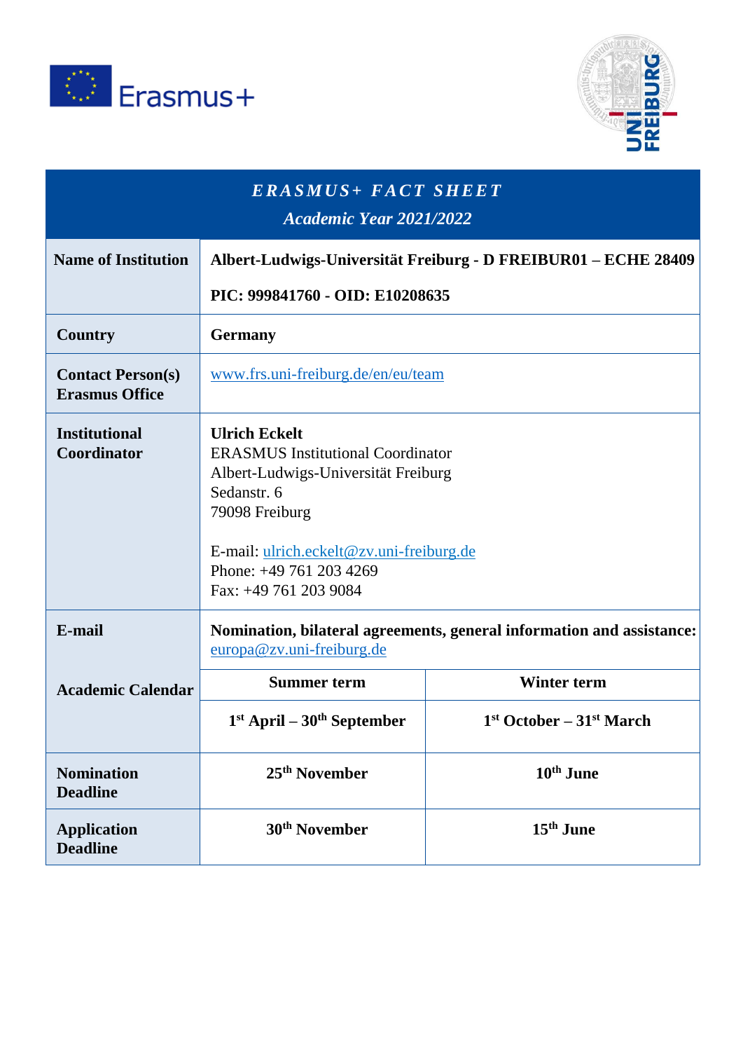| ***ERASMUS+ FACT SHEET*** *Academic Year 2021/2022* | | |
|---|---|---|
| **Name of Institution** | **Albert-Ludwigs-Universität Freiburg - D FREIBUR01 – ECHE 28409** **PIC: 999841760 - OID: E10208635** | |
| **Country** | **Germany** | |
| **Contact Person(s) Erasmus Office** | www.frs.uni-freiburg.de/en/eu/team | |
| **Institutional Coordinator** | **Ulrich Eckelt** ERASMUS Institutional Coordinator Albert-Ludwigs-Universität Freiburg Sedanstr. 6 79098 Freiburg E-mail: ulrich.eckelt@zv.uni-freiburg.de Phone: +49 761 203 4269 Fax: +49 761 203 9084 | |
| **E-mail** | **Nomination, bilateral agreements, general information and assistance:** europa@zv.uni-freiburg.de | |
| **Academic Calendar** | **Summer term** | **Winter term** |
| | **1st April – 30th September** | **1st October – 31st March** |
| **Nomination Deadline** | **25th November** | **10th June** |
| **Application Deadline** | **30th November** | **15th June** |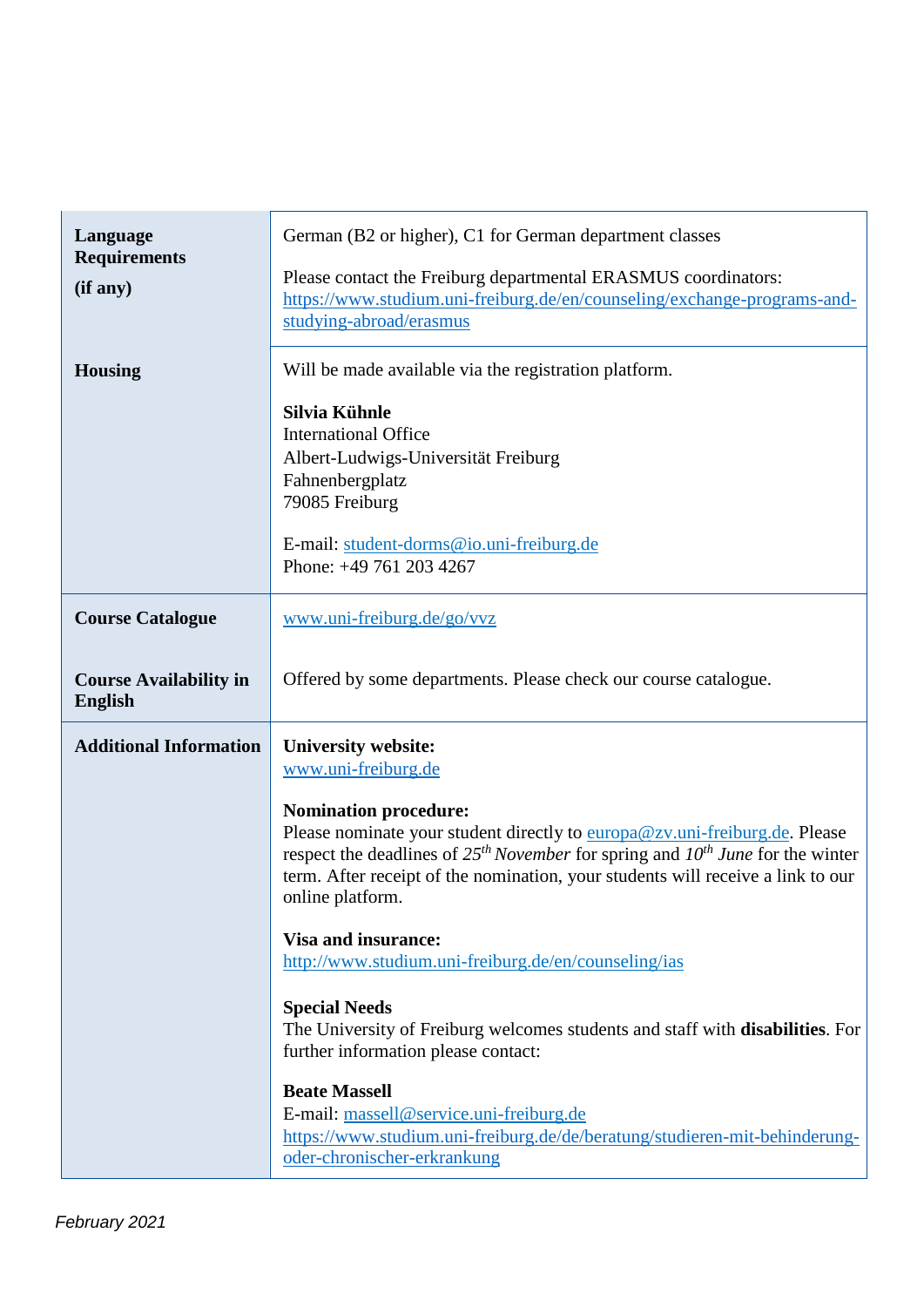| | |
|---|---|
| **Language Requirements (if any)** | German (B2 or higher), C1 for German department classes<br><br>Please contact the Freiburg departmental ERASMUS coordinators: https://www.studium.uni-freiburg.de/en/counseling/exchange-programs-and-studying-abroad/erasmus |
| **Housing** | Will be made available via the registration platform.<br><br>**Silvia Kühnle**<br>International Office<br>Albert-Ludwigs-Universität Freiburg<br>Fahnenbergplatz<br>79085 Freiburg<br><br>E-mail: student-dorms@io.uni-freiburg.de<br>Phone: +49 761 203 4267 |
| **Course Catalogue**<br><br>**Course Availability in English** | www.uni-freiburg.de/go/vvz<br><br>Offered by some departments. Please check our course catalogue. |
| **Additional Information** | **University website:**<br>www.uni-freiburg.de<br><br>**Nomination procedure:**<br>Please nominate your student directly to europa@zv.uni-freiburg.de. Please respect the deadlines of *25th November* for spring and *10th June* for the winter term. After receipt of the nomination, your students will receive a link to our online platform.<br><br>**Visa and insurance:**<br>http://www.studium.uni-freiburg.de/en/counseling/ias<br><br>**Special Needs**<br>The University of Freiburg welcomes students and staff with **disabilities**. For further information please contact:<br><br>**Beate Massell**<br>E-mail: massell@service.uni-freiburg.de<br>https://www.studium.uni-freiburg.de/de/beratung/studieren-mit-behinderung-oder-chronischer-erkrankung |

*February 2021*